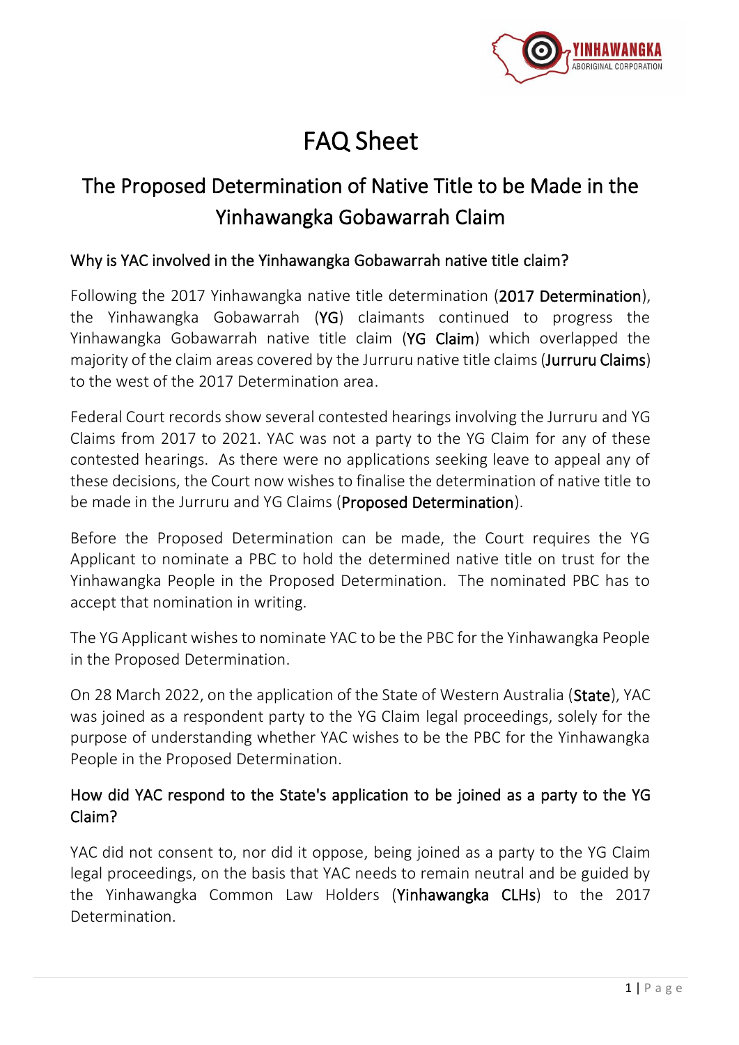# FAQ Sheet

## The Proposed Determination of Native Title to be Made in the Yinhawangka Gobawarrah Claim

### Why is YAC involved in the Yinhawangka Gobawarrah native title claim?

Following the 2017 Yinhawangka native title determination (**2017 Determination**), the Yinhawangka Gobawarrah (**YG**) claimants continued to progress the Yinhawangka Gobawarrah native title claim (**YG Claim**) which overlapped the majority of the claim areas covered by the Jurruru native title claims (**Jurruru Claims**) to the west of the 2017 Determination area.

Federal Court records show several contested hearings involving the Jurruru and YG Claims from 2017 to 2021. YAC was not a party to the YG Claim for any of these contested hearings. As there were no applications seeking leave to appeal any of these decisions, the Court now wishes to finalise the determination of native title to be made in the Jurruru and YG Claims (**Proposed Determination**).

Before the Proposed Determination can be made, the Court requires the YG Applicant to nominate a PBC to hold the determined native title on trust for the Yinhawangka People in the Proposed Determination. The nominated PBC has to accept that nomination in writing.

The YG Applicant wishes to nominate YAC to be the PBC for the Yinhawangka People in the Proposed Determination.

On 28 March 2022, on the application of the State of Western Australia (**State**), YAC was joined as a respondent party to the YG Claim legal proceedings, solely for the purpose of understanding whether YAC wishes to be the PBC for the Yinhawangka People in the Proposed Determination.

### How did YAC respond to the State's application to be joined as a party to the YG Claim?

YAC did not consent to, nor did it oppose, being joined as a party to the YG Claim legal proceedings, on the basis that YAC needs to remain neutral and be guided by the Yinhawangka Common Law Holders (**Yinhawangka CLHs**) to the 2017 Determination.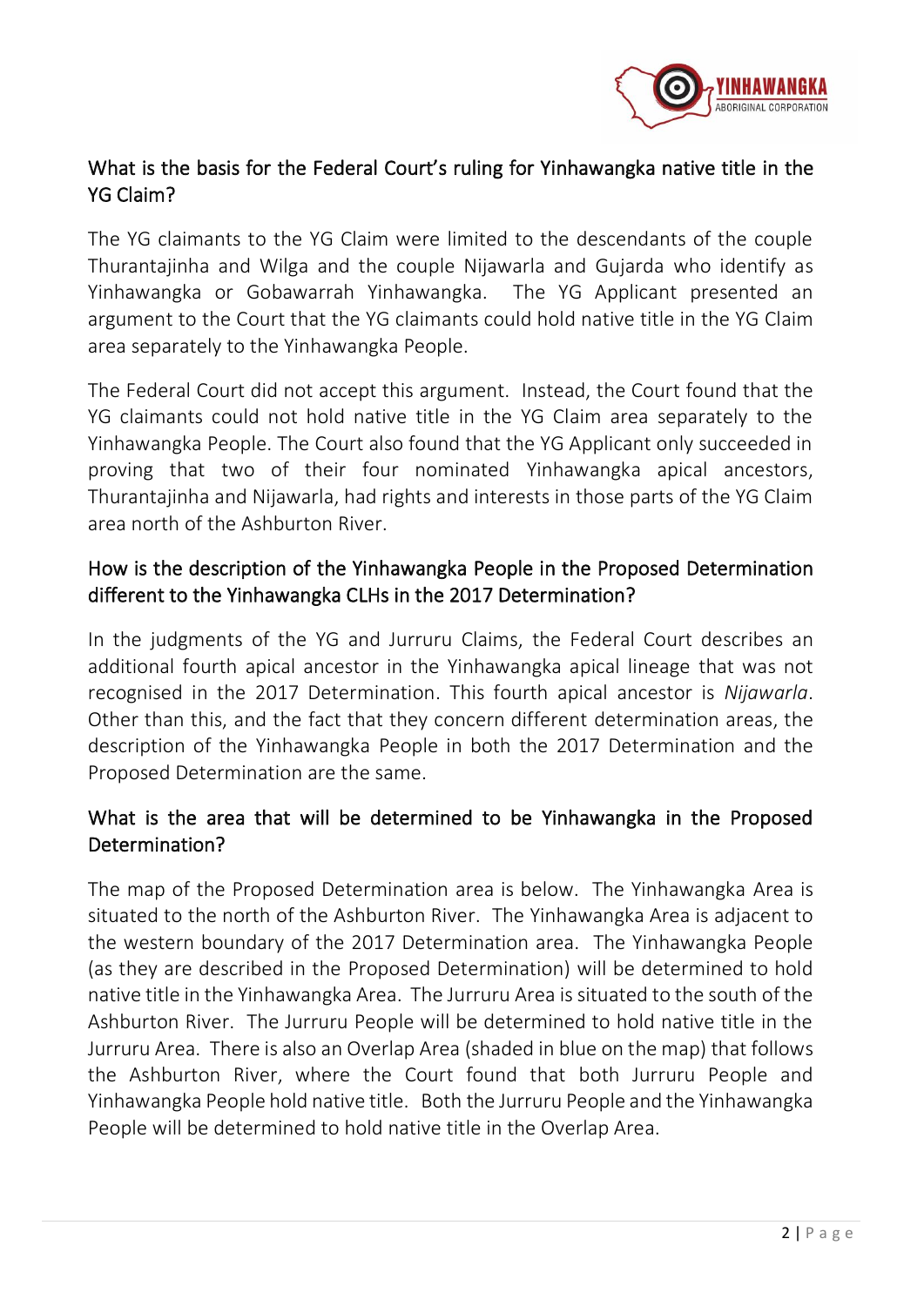## What is the basis for the Federal Court's ruling for Yinhawangka native title in the YG Claim?

The YG claimants to the YG Claim were limited to the descendants of the couple Thurantajinha and Wilga and the couple Nijawarla and Gujarda who identify as Yinhawangka or Gobawarrah Yinhawangka. The YG Applicant presented an argument to the Court that the YG claimants could hold native title in the YG Claim area separately to the Yinhawangka People.

The Federal Court did not accept this argument. Instead, the Court found that the YG claimants could not hold native title in the YG Claim area separately to the Yinhawangka People. The Court also found that the YG Applicant only succeeded in proving that two of their four nominated Yinhawangka apical ancestors, Thurantajinha and Nijawarla, had rights and interests in those parts of the YG Claim area north of the Ashburton River.

## How is the description of the Yinhawangka People in the Proposed Determination different to the Yinhawangka CLHs in the 2017 Determination?

In the judgments of the YG and Jurruru Claims, the Federal Court describes an additional fourth apical ancestor in the Yinhawangka apical lineage that was not recognised in the 2017 Determination. This fourth apical ancestor is *Nijawarla*. Other than this, and the fact that they concern different determination areas, the description of the Yinhawangka People in both the 2017 Determination and the Proposed Determination are the same.

## What is the area that will be determined to be Yinhawangka in the Proposed Determination?

The map of the Proposed Determination area is below. The Yinhawangka Area is situated to the north of the Ashburton River. The Yinhawangka Area is adjacent to the western boundary of the 2017 Determination area. The Yinhawangka People (as they are described in the Proposed Determination) will be determined to hold native title in the Yinhawangka Area. The Jurruru Area is situated to the south of the Ashburton River. The Jurruru People will be determined to hold native title in the Jurruru Area. There is also an Overlap Area (shaded in blue on the map) that follows the Ashburton River, where the Court found that both Jurruru People and Yinhawangka People hold native title. Both the Jurruru People and the Yinhawangka People will be determined to hold native title in the Overlap Area.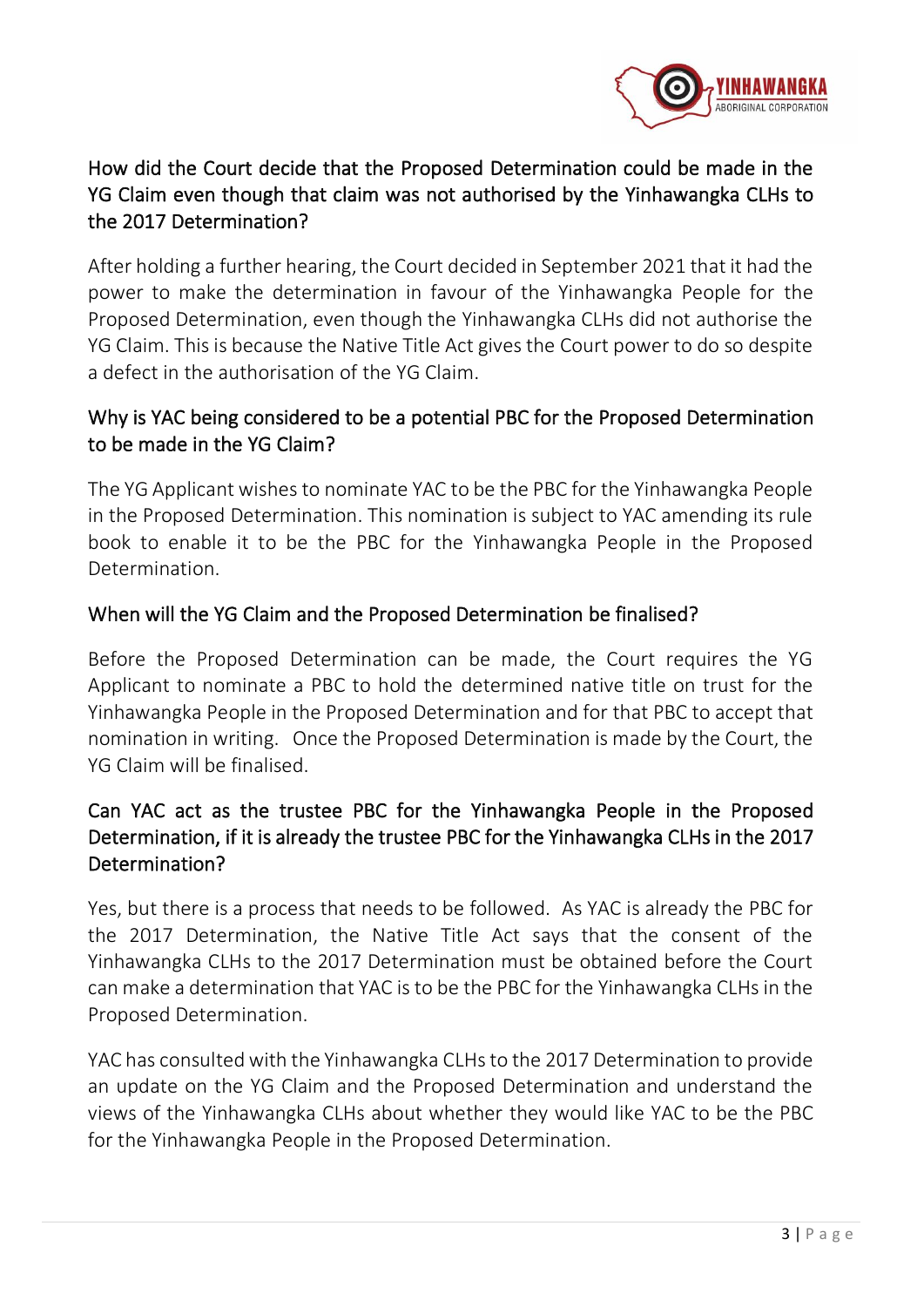## How did the Court decide that the Proposed Determination could be made in the YG Claim even though that claim was not authorised by the Yinhawangka CLHs to the 2017 Determination?

After holding a further hearing, the Court decided in September 2021 that it had the power to make the determination in favour of the Yinhawangka People for the Proposed Determination, even though the Yinhawangka CLHs did not authorise the YG Claim. This is because the Native Title Act gives the Court power to do so despite a defect in the authorisation of the YG Claim.

## Why is YAC being considered to be a potential PBC for the Proposed Determination to be made in the YG Claim?

The YG Applicant wishes to nominate YAC to be the PBC for the Yinhawangka People in the Proposed Determination. This nomination is subject to YAC amending its rule book to enable it to be the PBC for the Yinhawangka People in the Proposed Determination.

## When will the YG Claim and the Proposed Determination be finalised?

Before the Proposed Determination can be made, the Court requires the YG Applicant to nominate a PBC to hold the determined native title on trust for the Yinhawangka People in the Proposed Determination and for that PBC to accept that nomination in writing. Once the Proposed Determination is made by the Court, the YG Claim will be finalised.

## Can YAC act as the trustee PBC for the Yinhawangka People in the Proposed Determination, if it is already the trustee PBC for the Yinhawangka CLHs in the 2017 Determination?

Yes, but there is a process that needs to be followed. As YAC is already the PBC for the 2017 Determination, the Native Title Act says that the consent of the Yinhawangka CLHs to the 2017 Determination must be obtained before the Court can make a determination that YAC is to be the PBC for the Yinhawangka CLHs in the Proposed Determination.

YAC has consulted with the Yinhawangka CLHs to the 2017 Determination to provide an update on the YG Claim and the Proposed Determination and understand the views of the Yinhawangka CLHs about whether they would like YAC to be the PBC for the Yinhawangka People in the Proposed Determination.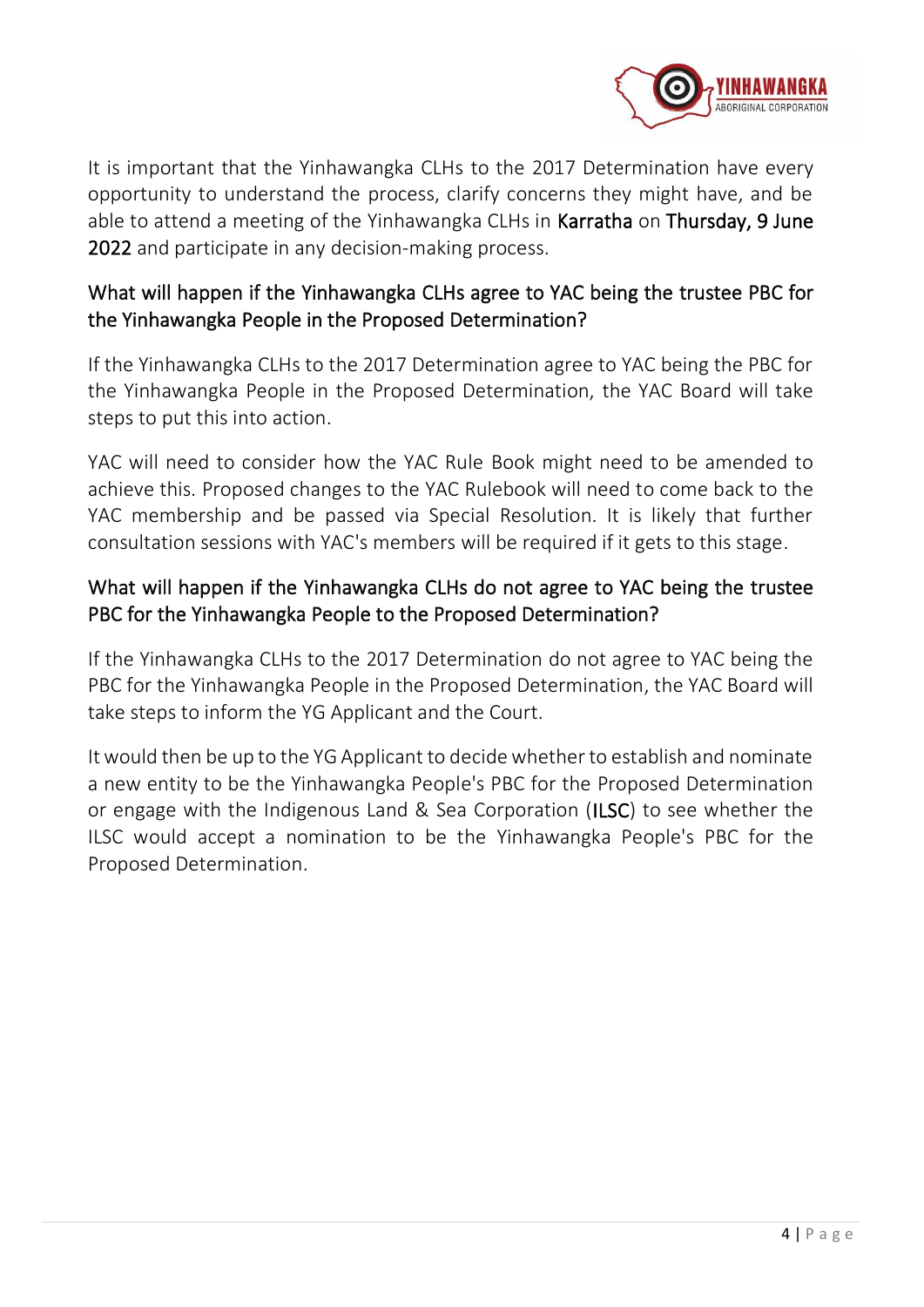It is important that the Yinhawangka CLHs to the 2017 Determination have every opportunity to understand the process, clarify concerns they might have, and be able to attend a meeting of the Yinhawangka CLHs in **Karratha** on **Thursday, 9 June 2022** and participate in any decision-making process.

## What will happen if the Yinhawangka CLHs agree to YAC being the trustee PBC for the Yinhawangka People in the Proposed Determination?

If the Yinhawangka CLHs to the 2017 Determination agree to YAC being the PBC for the Yinhawangka People in the Proposed Determination, the YAC Board will take steps to put this into action.

YAC will need to consider how the YAC Rule Book might need to be amended to achieve this. Proposed changes to the YAC Rulebook will need to come back to the YAC membership and be passed via Special Resolution. It is likely that further consultation sessions with YAC's members will be required if it gets to this stage.

## What will happen if the Yinhawangka CLHs do not agree to YAC being the trustee PBC for the Yinhawangka People to the Proposed Determination?

If the Yinhawangka CLHs to the 2017 Determination do not agree to YAC being the PBC for the Yinhawangka People in the Proposed Determination, the YAC Board will take steps to inform the YG Applicant and the Court.

It would then be up to the YG Applicant to decide whether to establish and nominate a new entity to be the Yinhawangka People's PBC for the Proposed Determination or engage with the Indigenous Land & Sea Corporation (**ILSC**) to see whether the ILSC would accept a nomination to be the Yinhawangka People's PBC for the Proposed Determination.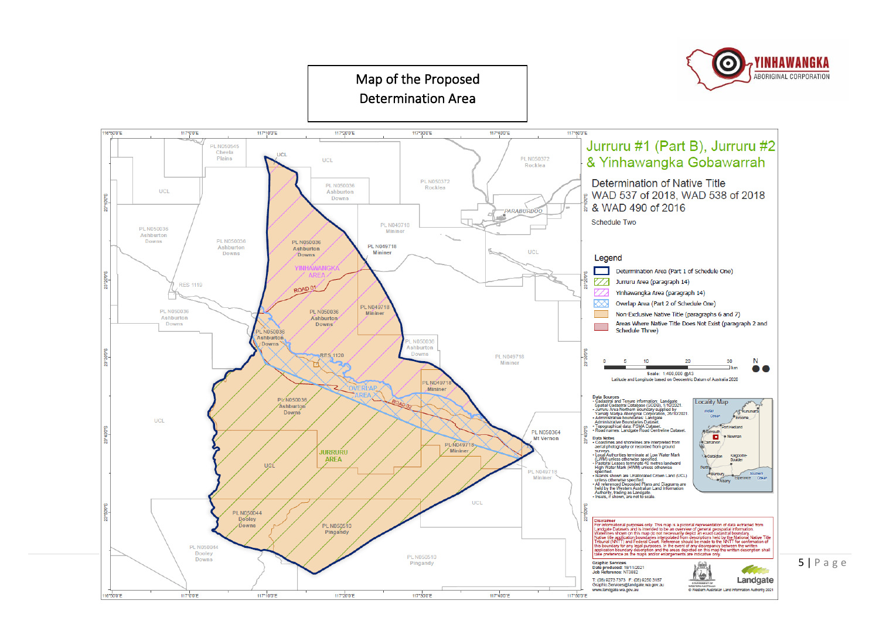# Map of the Proposed Determination Area

## Jurruru #1 (Part B), Jurruru #2 & Yinhawangka Gobawarrah

Determination of Native Title
WAD 537 of 2018, WAD 538 of 2018 & WAD 490 of 2016

Schedule Two

**Legend**

- Determination Area (Part 1 of Schedule One)
- Jurruru Area (paragraph 14)
- Yinhawangka Area (paragraph 14)
- Overlap Area (Part 2 of Schedule One)
- Non-Exclusive Native Title (paragraphs 6 and 7)
- Areas Where Native Title Does Not Exist (paragraph 2 and Schedule Three)

0 5 10 20 30 km

Scale: 1:400,000 @A3

Latitude and Longitude based on Geocentric Datum of Australia 2020

**Data Sources**
- Cadastral and Tenure information: Landgate Spatial Cadastral Database (SCDB), 1/10/2021.
- Jurruru Area Northern Boundary supplied by Yamatji Marlpa Aboriginal Corporation, 26/10/2021.
- Administrative boundaries: Landgate Administrative Boundaries Dataset.
- Topographical data: PSMA Dataset.
- Road names: Landgate Road Centreline Dataset.

**Data Notes**
- Coastlines and shorelines are interpreted from aerial photography or recorded from ground surveys.
- Local Authorities terminate at Low Water Mark (LWM) unless otherwise specified.
- Pastoral Leases terminate 40 metres landward High Water Mark (HWM) unless otherwise specified.
- Islands shown are Unallocated Crown Land (UCL) unless otherwise specified.
- All referenced Deposited Plans and Diagrams are held by the Western Australian Land Information Authority, trading as Landgate.
- Insets, if shown, are not to scale.

**Disclaimer**
For informational purposes only. This map is a pictorial representation of data extracted from Landgate Datasets and is intended to be an overview of general geospatial information. Waterlines shown on this map do not necessarily depict an exact cadastral boundary. Native title application boundaries interpolated from descriptions held by the National Native Title Tribunal (NNTT) and Federal Court. Reference should be made to the NNTT for confirmation of this boundary for any legal purposes. In the event of any discrepancy between the written application boundary description and the areas depicted on this map the written description shall take preference as the maps and/or enlargements are indicative only.

Graphic Services
Date produced: 18/11/2021
Job Reference: NT3882

T: (08) 9273 7373 F: (08) 9250 3187
Graphic.Services@landgate.wa.gov.au
www.landgate.wa.gov.au

© Western Australian Land Information Authority 2021